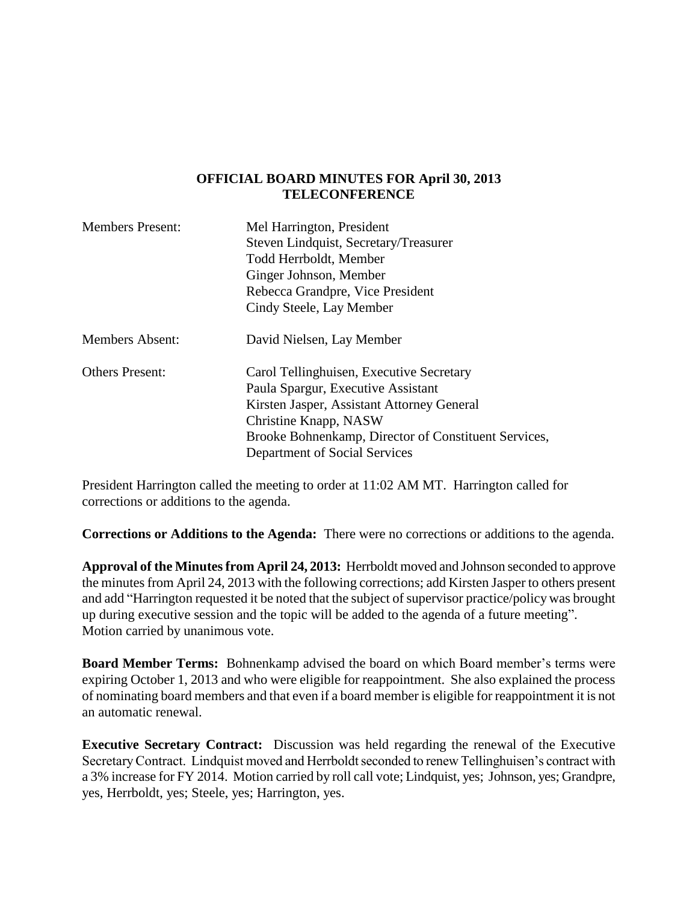**OFFICIAL BOARD MINUTES FOR April 30, 2013**
**TELECONFERENCE**

| | |
|---|---|
| Members Present: | Mel Harrington, President<br>Steven Lindquist, Secretary/Treasurer<br>Todd Herrboldt, Member<br>Ginger Johnson, Member<br>Rebecca Grandpre, Vice President<br>Cindy Steele, Lay Member |
| Members Absent: | David Nielsen, Lay Member |
| Others Present: | Carol Tellinghuisen, Executive Secretary<br>Paula Spargur, Executive Assistant<br>Kirsten Jasper, Assistant Attorney General<br>Christine Knapp, NASW<br>Brooke Bohnenkamp, Director of Constituent Services, Department of Social Services |

President Harrington called the meeting to order at 11:02 AM MT. Harrington called for corrections or additions to the agenda.

**Corrections or Additions to the Agenda:** There were no corrections or additions to the agenda.

**Approval of the Minutes from April 24, 2013:** Herrboldt moved and Johnson seconded to approve the minutes from April 24, 2013 with the following corrections; add Kirsten Jasper to others present and add "Harrington requested it be noted that the subject of supervisor practice/policy was brought up during executive session and the topic will be added to the agenda of a future meeting". Motion carried by unanimous vote.

**Board Member Terms:** Bohnenkamp advised the board on which Board member's terms were expiring October 1, 2013 and who were eligible for reappointment. She also explained the process of nominating board members and that even if a board member is eligible for reappointment it is not an automatic renewal.

**Executive Secretary Contract:** Discussion was held regarding the renewal of the Executive Secretary Contract. Lindquist moved and Herrboldt seconded to renew Tellinghuisen's contract with a 3% increase for FY 2014. Motion carried by roll call vote; Lindquist, yes; Johnson, yes; Grandpre, yes, Herrboldt, yes; Steele, yes; Harrington, yes.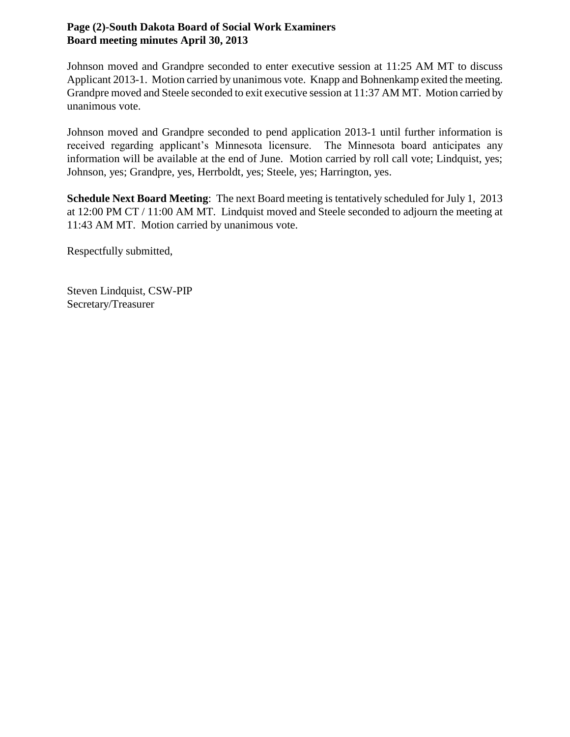Johnson moved and Grandpre seconded to enter executive session at 11:25 AM MT to discuss Applicant 2013-1. Motion carried by unanimous vote. Knapp and Bohnenkamp exited the meeting. Grandpre moved and Steele seconded to exit executive session at 11:37 AM MT. Motion carried by unanimous vote.

Johnson moved and Grandpre seconded to pend application 2013-1 until further information is received regarding applicant's Minnesota licensure. The Minnesota board anticipates any information will be available at the end of June. Motion carried by roll call vote; Lindquist, yes; Johnson, yes; Grandpre, yes, Herrboldt, yes; Steele, yes; Harrington, yes.

**Schedule Next Board Meeting**: The next Board meeting is tentatively scheduled for July 1, 2013 at 12:00 PM CT / 11:00 AM MT. Lindquist moved and Steele seconded to adjourn the meeting at 11:43 AM MT. Motion carried by unanimous vote.

Respectfully submitted,

Steven Lindquist, CSW-PIP
Secretary/Treasurer